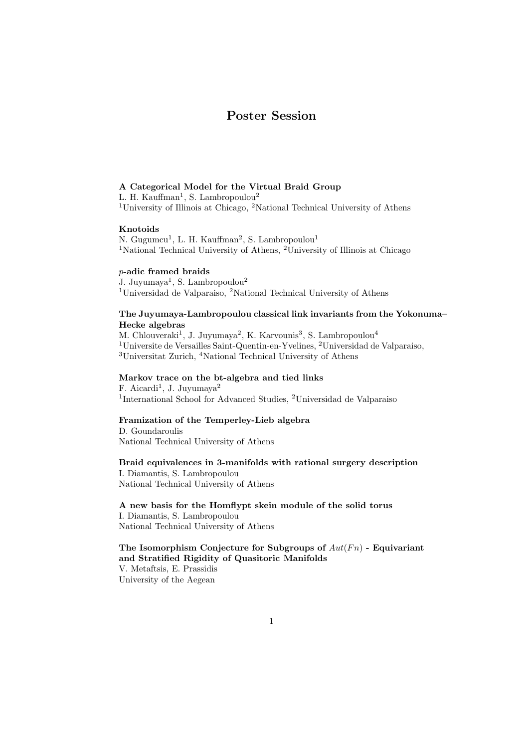# Poster Session

**A Categorical Model for the Virtual Braid Group**
L. H. Kauffman[1], S. Lambropoulou[2]
[1]University of Illinois at Chicago, [2]National Technical University of Athens

**Knotoids**
N. Gugumcu[1], L. H. Kauffman[2], S. Lambropoulou[1]
[1]National Technical University of Athens, [2]University of Illinois at Chicago

***p*-adic framed braids**
J. Juyumaya[1], S. Lambropoulou[2]
[1]Universidad de Valparaiso, [2]National Technical University of Athens

**The Juyumaya-Lambropoulou classical link invariants from the Yokonuma–Hecke algebras**
M. Chlouveraki[1], J. Juyumaya[2], K. Karvounis[3], S. Lambropoulou[4]
[1]Universite de Versailles Saint-Quentin-en-Yvelines, [2]Universidad de Valparaiso,
[3]Universitat Zurich, [4]National Technical University of Athens

**Markov trace on the bt-algebra and tied links**
F. Aicardi[1], J. Juyumaya[2]
[1]International School for Advanced Studies, [2]Universidad de Valparaiso

**Framization of the Temperley-Lieb algebra**
D. Goundaroulis
National Technical University of Athens

**Braid equivalences in 3-manifolds with rational surgery description**
I. Diamantis, S. Lambropoulou
National Technical University of Athens

**A new basis for the Homflypt skein module of the solid torus**
I. Diamantis, S. Lambropoulou
National Technical University of Athens

**The Isomorphism Conjecture for Subgroups of $Aut(Fn)$ - Equivariant and Stratified Rigidity of Quasitoric Manifolds**
V. Metaftsis, E. Prassidis
University of the Aegean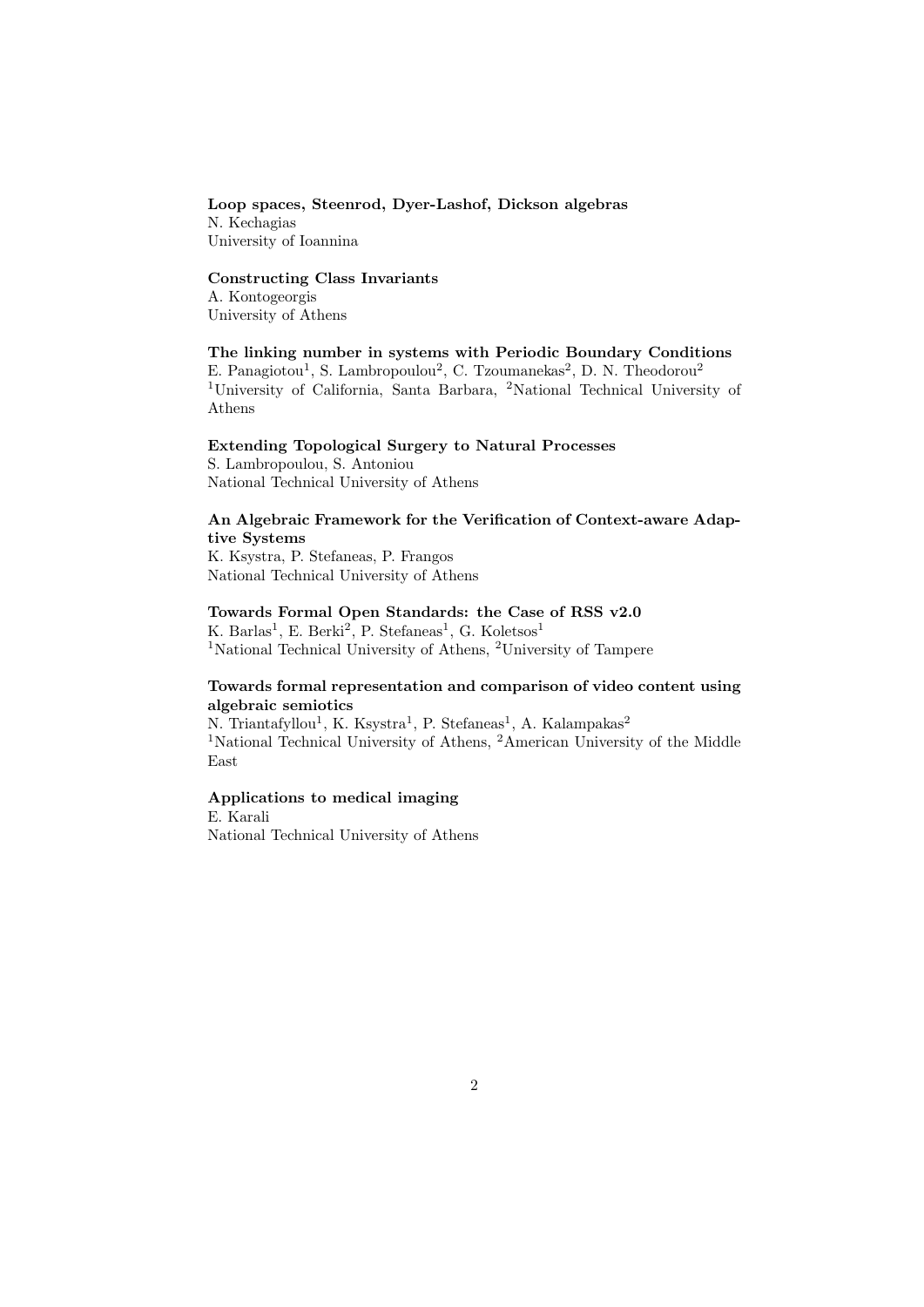**Loop spaces, Steenrod, Dyer-Lashof, Dickson algebras**
N. Kechagias
University of Ioannina

**Constructing Class Invariants**
A. Kontogeorgis
University of Athens

**The linking number in systems with Periodic Boundary Conditions**
E. Panagiotou[1], S. Lambropoulou[2], C. Tzoumanekas[2], D. N. Theodorou[2]
[1]University of California, Santa Barbara, [2]National Technical University of Athens

**Extending Topological Surgery to Natural Processes**
S. Lambropoulou, S. Antoniou
National Technical University of Athens

**An Algebraic Framework for the Verification of Context-aware Adaptive Systems**
K. Ksystra, P. Stefaneas, P. Frangos
National Technical University of Athens

**Towards Formal Open Standards: the Case of RSS v2.0**
K. Barlas[1], E. Berki[2], P. Stefaneas[1], G. Koletsos[1]
[1]National Technical University of Athens, [2]University of Tampere

**Towards formal representation and comparison of video content using algebraic semiotics**
N. Triantafyllou[1], K. Ksystra[1], P. Stefaneas[1], A. Kalampakas[2]
[1]National Technical University of Athens, [2]American University of the Middle East

**Applications to medical imaging**
E. Karali
National Technical University of Athens